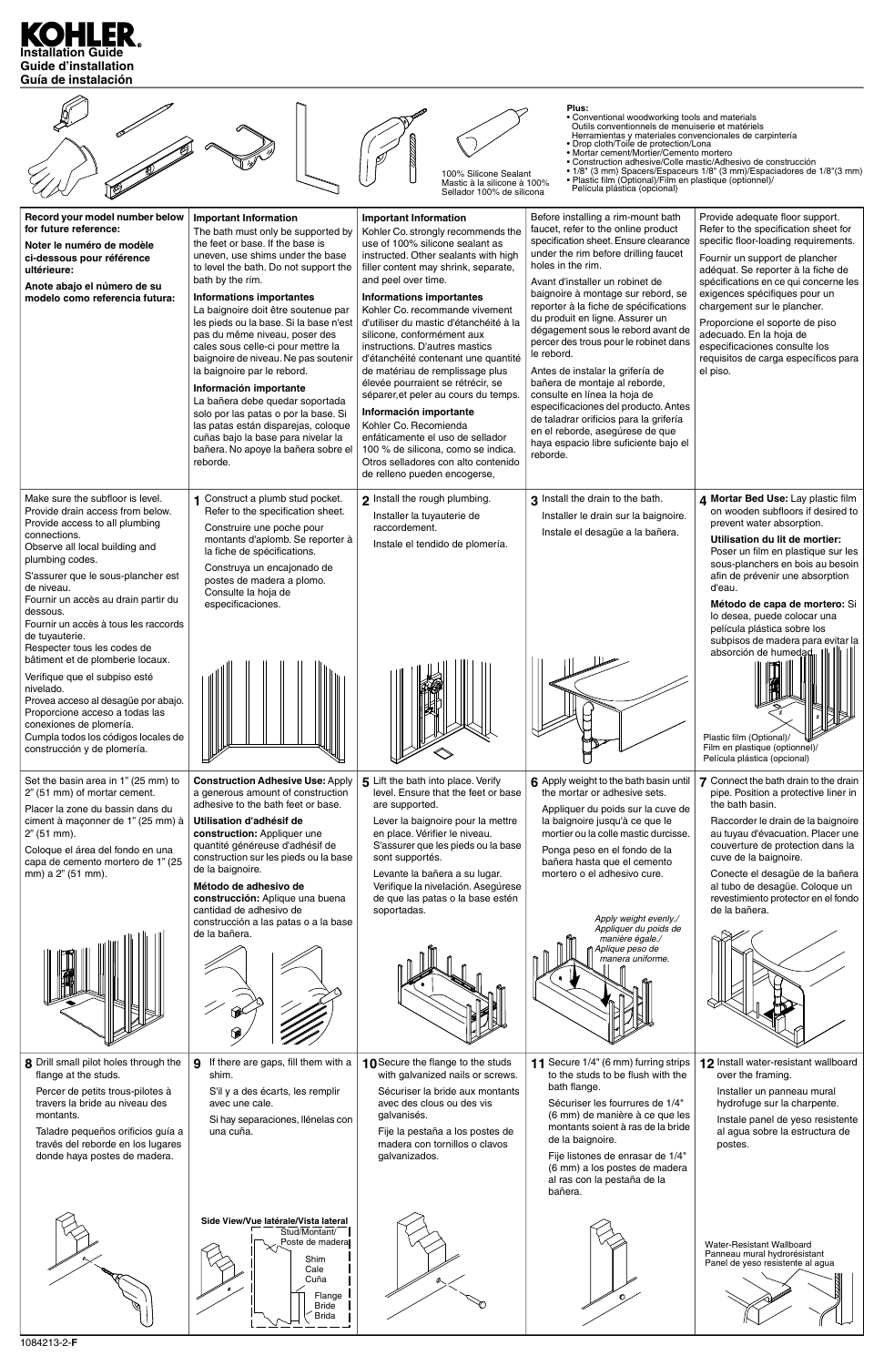# KOHLER

**Installation Guide**
**Guide d'installation**
**Guía de instalación**

100% Silicone Sealant
Mastic à la silicone à 100%
Sellador 100% de silicona

**Plus:**
- Conventional woodworking tools and materials
  Outils conventionnels de menuiserie et matériels
  Herramientas y materiales convencionales de carpintería
- Drop cloth/Toile de protection/Lona
- Mortar cement/Mortier/Cemento mortero
- Construction adhesive/Colle mastic/Adhesivo de construcción
- 1/8" (3 mm) Spacers/Espaceurs 1/8" (3 mm)/Espaciadores de 1/8"(3 mm)
- Plastic film (Optional)/Film en plastique (optionnel)/
  Película plástica (opcional)

**Record your model number below for future reference:**

**Noter le numéro de modèle ci-dessous pour référence ultérieure:**

**Anote abajo el número de su modelo como referencia futura:**

**Important Information**
The bath must only be supported by the feet or base. If the base is uneven, use shims under the base to level the bath. Do not support the bath by the rim.

**Informations importantes**
La baignoire doit être soutenue par les pieds ou la base. Si la base n'est pas du même niveau, poser des cales sous celle-ci pour mettre la baignoire de niveau. Ne pas soutenir la baignoire par le rebord.

**Información importante**
La bañera debe quedar soportada solo por las patas o por la base. Si las patas están disparejas, coloque cuñas bajo la base para nivelar la bañera. No apoye la bañera sobre el reborde.

**Important Information**
Kohler Co. strongly recommends the use of 100% silicone sealant as instructed. Other sealants with high filler content may shrink, separate, and peel over time.

**Informations importantes**
Kohler Co. recommande vivement d'utiliser du mastic d'étanchéité à la silicone, conformément aux instructions. D'autres mastics d'étanchéité contenant une quantité de matériau de remplissage plus élevée pourraient se rétrécir, se séparer,et peler au cours du temps.

**Información importante**
Kohler Co. Recomienda enfáticamente el uso de sellador 100 % de silicona, como se indica. Otros selladores con alto contenido de relleno pueden encogerse,

Before installing a rim-mount bath faucet, refer to the online product specification sheet. Ensure clearance under the rim before drilling faucet holes in the rim.

Avant d'installer un robinet de baignoire à montage sur rebord, se reporter à la fiche de spécifications du produit en ligne. Assurer un dégagement sous le rebord avant de percer des trous pour le robinet dans le rebord.

Antes de instalar la grifería de bañera de montaje al reborde, consulte en línea la hoja de especificaciones del producto. Antes de taladrar orificios para la grifería en el reborde, asegúrese de que haya espacio libre suficiente bajo el reborde.

Provide adequate floor support. Refer to the specification sheet for specific floor-loading requirements.

Fournir un support de plancher adéquat. Se reporter à la fiche de spécifications en ce qui concerne les exigences spécifiques pour un chargement sur le plancher.

Proporcione el soporte de piso adecuado. En la hoja de especificaciones consulte los requisitos de carga específicos para el piso.

Make sure the subfloor is level. Provide drain access from below. Provide access to all plumbing connections. Observe all local building and plumbing codes.

S'assurer que le sous-plancher est de niveau.
Fournir un accès au drain partir du dessous.
Fournir un accès à tous les raccords de tuyauterie.
Respecter tous les codes de bâtiment et de plomberie locaux.

Verifique que el subpiso esté nivelado.
Provea acceso al desagüe por abajo.
Proporcione acceso a todas las conexiones de plomería.
Cumpla todos los códigos locales de construcción y de plomería.

**1** Construct a plumb stud pocket. Refer to the specification sheet.

Construire une poche pour montants d'aplomb. Se reporter à la fiche de spécifications.

Construya un encajonado de postes de madera a plomo. Consulte la hoja de especificaciones.

**2** Install the rough plumbing.

Installer la tuyauterie de raccordement.

Instale el tendido de plomería.

**3** Install the drain to the bath.

Installer le drain sur la baignoire.

Instale el desagüe a la bañera.

**4** **Mortar Bed Use:** Lay plastic film on wooden subfloors if desired to prevent water absorption.

**Utilisation du lit de mortier:** Poser un film en plastique sur les sous-planchers en bois au besoin afin de prévenir une absorption d'eau.

**Método de capa de mortero:** Si lo desea, puede colocar una película plástica sobre los subpisos de madera para evitar la absorción de humedad.

Plastic film (Optional)/
Film en plastique (optionnel)/
Película plástica (opcional)

Set the basin area in 1" (25 mm) to 2" (51 mm) of mortar cement.

Placer la zone du bassin dans du ciment à maçonner de 1" (25 mm) à 2" (51 mm).

Coloque el área del fondo en una capa de cemento mortero de 1" (25 mm) a 2" (51 mm).

**Construction Adhesive Use:** Apply a generous amount of construction adhesive to the bath feet or base.

**Utilisation d'adhésif de construction:** Appliquer une quantité généreuse d'adhésif de construction sur les pieds ou la base de la baignoire.

**Método de adhesivo de construcción:** Aplique una buena cantidad de adhesivo de construcción a las patas o a la base de la bañera.

**5** Lift the bath into place. Verify level. Ensure that the feet or base are supported.

Lever la baignoire pour la mettre en place. Vérifier le niveau. S'assurer que les pieds ou la base sont supportés.

Levante la bañera a su lugar. Verifique la nivelación. Asegúrese de que las patas o la base estén soportadas.

**6** Apply weight to the bath basin until the mortar or adhesive sets.

Appliquer du poids sur la cuve de la baignoire jusqu'à ce que le mortier ou la colle mastic durcisse.

Ponga peso en el fondo de la bañera hasta que el cemento mortero o el adhesivo cure.

*Apply weight evenly./ Appliquer du poids de manière égale./ Aplique peso de manera uniforme.*

**7** Connect the bath drain to the drain pipe. Position a protective liner in the bath basin.

Raccorder le drain de la baignoire au tuyau d'évacuation. Placer une couverture de protection dans la cuve de la baignoire.

Conecte el desagüe de la bañera al tubo de desagüe. Coloque un revestimiento protector en el fondo de la bañera.

**8** Drill small pilot holes through the flange at the studs.

Percer de petits trous-pilotes à travers la bride au niveau des montants.

Taladre pequeños orificios guía a través del reborde en los lugares donde haya postes de madera.

**9** If there are gaps, fill them with a shim.

S'il y a des écarts, les remplir avec une cale.

Si hay separaciones, llénelas con una cuña.

**Side View/Vue latérale/Vista lateral**

Stud/Montant/Poste de madera
Shim
Cale
Cuña
Flange
Bride
Brida

**10** Secure the flange to the studs with galvanized nails or screws.

Sécuriser la bride aux montants avec des clous ou des vis galvanisés.

Fije la pestaña a los postes de madera con tornillos o clavos galvanizados.

**11** Secure 1/4" (6 mm) furring strips to the studs to be flush with the bath flange.

Sécuriser les fourrures de 1/4" (6 mm) de manière à ce que les montants soient à ras de la bride de la baignoire.

Fije listones de enrasar de 1/4" (6 mm) a los postes de madera al ras con la pestaña de la bañera.

**12** Install water-resistant wallboard over the framing.

Installer un panneau mural hydrofuge sur la charpente.

Instale panel de yeso resistente al agua sobre la estructura de postes.

Water-Resistant Wallboard
Panneau mural hydrorésistant
Panel de yeso resistente al agua

1084213-2-**F**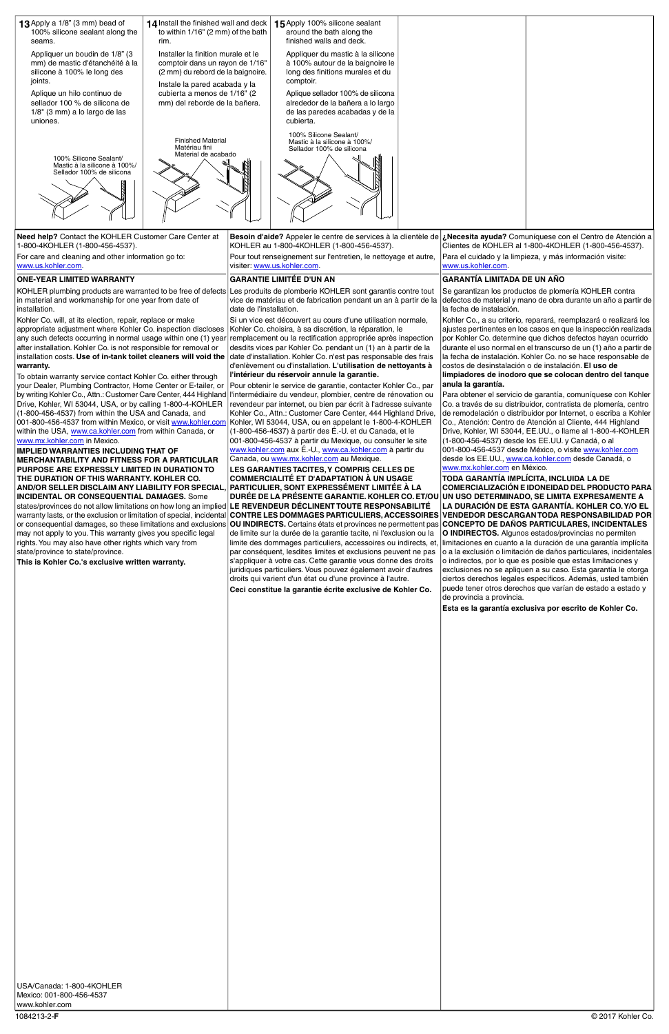**13** Apply a 1/8" (3 mm) bead of 100% silicone sealant along the seams.

Appliquer un boudin de 1/8" (3 mm) de mastic d'étanchéité à la silicone à 100% le long des joints.

Aplique un hilo continuo de sellador 100 % de silicona de 1/8" (3 mm) a lo largo de las uniones.

100% Silicone Sealant/
Mastic à la silicone à 100%/
Sellador 100% de silicona

**14** Install the finished wall and deck to within 1/16" (2 mm) of the bath rim.

Installer la finition murale et le comptoir dans un rayon de 1/16" (2 mm) du rebord de la baignoire.

Instale la pared acabada y la cubierta a menos de 1/16" (2 mm) del reborde de la bañera.

Finished Material
Matériau fini
Material de acabado

**15** Apply 100% silicone sealant around the bath along the finished walls and deck.

Appliquer du mastic à la silicone à 100% autour de la baignoire le long des finitions murales et du comptoir.

Aplique sellador 100% de silicona alrededor de la bañera a lo largo de las paredes acabadas y de la cubierta.

100% Silicone Sealant/
Mastic à la silicone à 100%/
Sellador 100% de silicona

**Need help?** Contact the KOHLER Customer Care Center at 1-800-4KOHLER (1-800-456-4537).

For care and cleaning and other information go to: www.us.kohler.com.

**ONE-YEAR LIMITED WARRANTY**

KOHLER plumbing products are warranted to be free of defects in material and workmanship for one year from date of installation.

Kohler Co. will, at its election, repair, replace or make appropriate adjustment where Kohler Co. inspection discloses any such defects occurring in normal usage within one (1) year after installation. Kohler Co. is not responsible for removal or installation costs. **Use of in-tank toilet cleaners will void the warranty.**

To obtain warranty service contact Kohler Co. either through your Dealer, Plumbing Contractor, Home Center or E-tailer, or by writing Kohler Co., Attn.: Customer Care Center, 444 Highland Drive, Kohler, WI 53044, USA, or by calling 1-800-4-KOHLER (1-800-456-4537) from within the USA and Canada, and 001-800-456-4537 from within Mexico, or visit www.kohler.com within the USA, www.ca.kohler.com from within Canada, or www.mx.kohler.com in Mexico.

**IMPLIED WARRANTIES INCLUDING THAT OF MERCHANTABILITY AND FITNESS FOR A PARTICULAR PURPOSE ARE EXPRESSLY LIMITED IN DURATION TO THE DURATION OF THIS WARRANTY. KOHLER CO. AND/OR SELLER DISCLAIM ANY LIABILITY FOR SPECIAL, INCIDENTAL OR CONSEQUENTIAL DAMAGES.** Some states/provinces do not allow limitations on how long an implied warranty lasts, or the exclusion or limitation of special, incidental or consequential damages, so these limitations and exclusions may not apply to you. This warranty gives you specific legal rights. You may also have other rights which vary from state/province to state/province.

**This is Kohler Co.'s exclusive written warranty.**

**Besoin d'aide?** Appeler le centre de services à la clientèle de KOHLER au 1-800-4KOHLER (1-800-456-4537).

Pour tout renseignement sur l'entretien, le nettoyage et autre, visiter: www.us.kohler.com.

**GARANTIE LIMITÉE D'UN AN**

Les produits de plomberie KOHLER sont garantis contre tout vice de matériau et de fabrication pendant un an à partir de la date de l'installation.

Si un vice est découvert au cours d'une utilisation normale, Kohler Co. choisira, à sa discrétion, la réparation, le remplacement ou la rectification appropriée après inspection desdits vices par Kohler Co. pendant un (1) an à partir de la date d'installation. Kohler Co. n'est pas responsable des frais d'enlèvement ou d'installation. **L'utilisation de nettoyants à l'intérieur du réservoir annule la garantie.**

Pour obtenir le service de garantie, contacter Kohler Co., par l'intermédiaire du vendeur, plombier, centre de rénovation ou revendeur par internet, ou bien par écrit à l'adresse suivante Kohler Co., Attn.: Customer Care Center, 444 Highland Drive, Kohler, WI 53044, USA, ou en appelant le 1-800-4-KOHLER (1-800-456-4537) à partir des É.-U. et du Canada, et le 001-800-456-4537 à partir du Mexique, ou consulter le site www.kohler.com aux É.-U., www.ca.kohler.com à partir du Canada, ou www.mx.kohler.com au Mexique.

**LES GARANTIES TACITES, Y COMPRIS CELLES DE COMMERCIALITÉ ET D'ADAPTATION À UN USAGE PARTICULIER, SONT EXPRESSÉMENT LIMITÉE À LA DURÉE DE LA PRÉSENTE GARANTIE. KOHLER CO. ET/OU LE REVENDEUR DÉCLINENT TOUTE RESPONSABILITÉ CONTRE LES DOMMAGES PARTICULIERS, ACCESSOIRES OU INDIRECTS.** Certains états et provinces ne permettent pas de limite sur la durée de la garantie tacite, ni l'exclusion ou la limite des dommages particuliers, accessoires ou indirects, et, par conséquent, lesdites limites et exclusions peuvent ne pas s'appliquer à votre cas. Cette garantie vous donne des droits juridiques particuliers. Vous pouvez également avoir d'autres droits qui varient d'un état ou d'une province à l'autre.

**Ceci constitue la garantie écrite exclusive de Kohler Co.**

**¿Necesita ayuda?** Comuníquese con el Centro de Atención a Clientes de KOHLER al 1-800-4KOHLER (1-800-456-4537).

Para el cuidado y la limpieza, y más información visite: www.us.kohler.com.

**GARANTÍA LIMITADA DE UN AÑO**

Se garantizan los productos de plomería KOHLER contra defectos de material y mano de obra durante un año a partir de la fecha de instalación.

Kohler Co., a su criterio, reparará, reemplazará o realizará los ajustes pertinentes en los casos en que la inspección realizada por Kohler Co. determine que dichos defectos hayan ocurrido durante el uso normal en el transcurso de un (1) año a partir de la fecha de instalación. Kohler Co. no se hace responsable de costos de desinstalación o de instalación. **El uso de limpiadores de inodoro que se colocan dentro del tanque anula la garantía.**

Para obtener el servicio de garantía, comuníquese con Kohler Co. a través de su distribuidor, contratista de plomería, centro de remodelación o distribuidor por Internet, o escriba a Kohler Co., Atención: Centro de Atención al Cliente, 444 Highland Drive, Kohler, WI 53044, EE.UU., o llame al 1-800-4-KOHLER (1-800-456-4537) desde los EE.UU. y Canadá, o al 001-800-456-4537 desde México, o visite www.kohler.com desde los EE.UU., www.ca.kohler.com desde Canadá, o www.mx.kohler.com en México.

**TODA GARANTÍA IMPLÍCITA, INCLUIDA LA DE COMERCIALIZACIÓN E IDONEIDAD DEL PRODUCTO PARA UN USO DETERMINADO, SE LIMITA EXPRESAMENTE A LA DURACIÓN DE ESTA GARANTÍA. KOHLER CO. Y/O EL VENDEDOR DESCARGAN TODA RESPONSABILIDAD POR CONCEPTO DE DAÑOS PARTICULARES, INCIDENTALES O INDIRECTOS.** Algunos estados/provincias no permiten limitaciones en cuanto a la duración de una garantía implícita o a la exclusión o limitación de daños particulares, incidentales o indirectos, por lo que es posible que estas limitaciones y exclusiones no se apliquen a su caso. Esta garantía le otorga ciertos derechos legales específicos. Además, usted también puede tener otros derechos que varían de estado a estado y de provincia a provincia.

**Esta es la garantía exclusiva por escrito de Kohler Co.**

USA/Canada: 1-800-4KOHLER
Mexico: 001-800-456-4537
www.kohler.com

1084213-2-**F**

© 2017 Kohler Co.